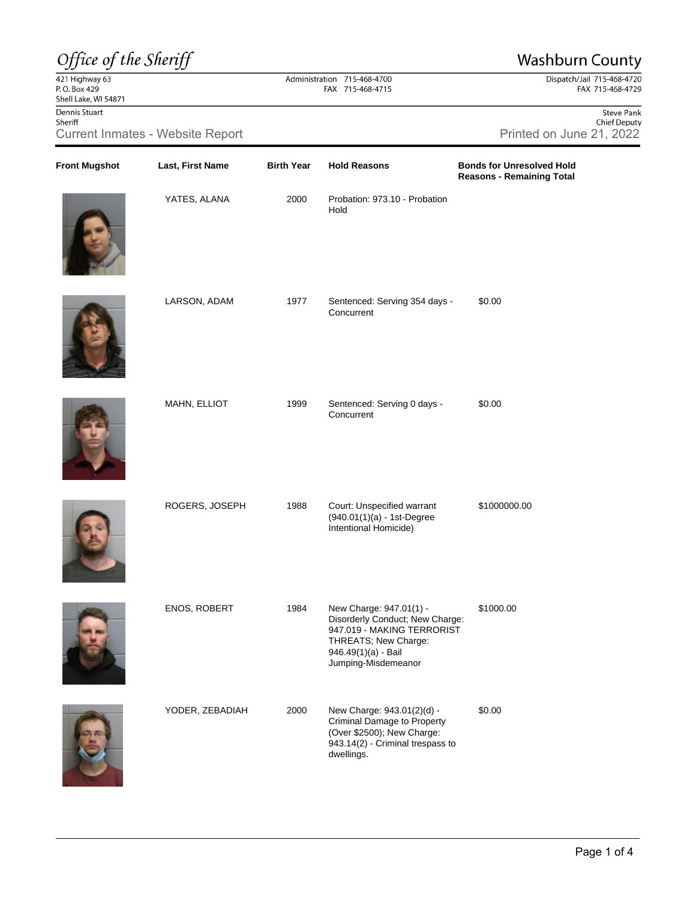*Office of the Sheriff*

# Washburn County

421 Highway 63
P. O. Box 429
Shell Lake, WI 54871

Administration 715-468-4700
FAX 715-468-4715

Dispatch/Jail 715-468-4720
FAX 715-468-4729

Dennis Stuart
Sheriff

Steve Pank
Chief Deputy

## Current Inmates - Website Report

Printed on June 21, 2022

| Front Mugshot | Last, First Name | Birth Year | Hold Reasons | Bonds for Unresolved Hold Reasons - Remaining Total |
|---|---|---|---|---|
| | YATES, ALANA | 2000 | Probation: 973.10 - Probation Hold | |
| | LARSON, ADAM | 1977 | Sentenced: Serving 354 days - Concurrent | $0.00 |
| | MAHN, ELLIOT | 1999 | Sentenced: Serving 0 days - Concurrent | $0.00 |
| | ROGERS, JOSEPH | 1988 | Court: Unspecified warrant (940.01(1)(a) - 1st-Degree Intentional Homicide) | $1000000.00 |
| | ENOS, ROBERT | 1984 | New Charge: 947.01(1) - Disorderly Conduct; New Charge: 947.019 - MAKING TERRORIST THREATS; New Charge: 946.49(1)(a) - Bail Jumping-Misdemeanor | $1000.00 |
| | YODER, ZEBADIAH | 2000 | New Charge: 943.01(2)(d) - Criminal Damage to Property (Over $2500); New Charge: 943.14(2) - Criminal trespass to dwellings. | $0.00 |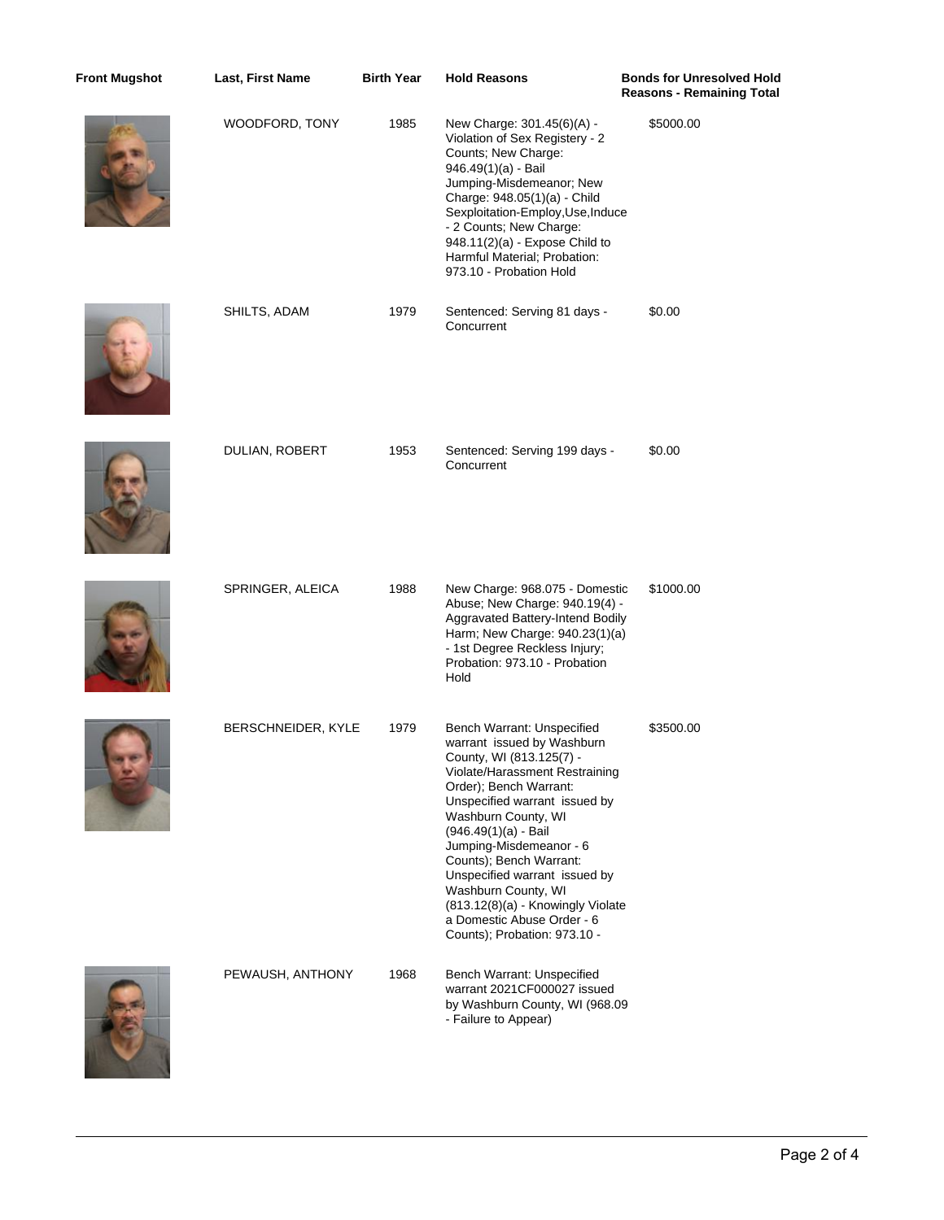| Front Mugshot | Last, First Name | Birth Year | Hold Reasons | Bonds for Unresolved Hold Reasons - Remaining Total |
|---|---|---|---|---|
| | WOODFORD, TONY | 1985 | New Charge: 301.45(6)(A) - Violation of Sex Registery - 2 Counts; New Charge: 946.49(1)(a) - Bail Jumping-Misdemeanor; New Charge: 948.05(1)(a) - Child Sexploitation-Employ,Use,Induce - 2 Counts; New Charge: 948.11(2)(a) - Expose Child to Harmful Material; Probation: 973.10 - Probation Hold | $5000.00 |
| | SHILTS, ADAM | 1979 | Sentenced: Serving 81 days - Concurrent | $0.00 |
| | DULIAN, ROBERT | 1953 | Sentenced: Serving 199 days - Concurrent | $0.00 |
| | SPRINGER, ALEICA | 1988 | New Charge: 968.075 - Domestic Abuse; New Charge: 940.19(4) - Aggravated Battery-Intend Bodily Harm; New Charge: 940.23(1)(a) - 1st Degree Reckless Injury; Probation: 973.10 - Probation Hold | $1000.00 |
| | BERSCHNEIDER, KYLE | 1979 | Bench Warrant: Unspecified warrant issued by Washburn County, WI (813.125(7) - Violate/Harassment Restraining Order); Bench Warrant: Unspecified warrant issued by Washburn County, WI (946.49(1)(a) - Bail Jumping-Misdemeanor - 6 Counts); Bench Warrant: Unspecified warrant issued by Washburn County, WI (813.12(8)(a) - Knowingly Violate a Domestic Abuse Order - 6 Counts); Probation: 973.10 - | $3500.00 |
| | PEWAUSH, ANTHONY | 1968 | Bench Warrant: Unspecified warrant 2021CF000027 issued by Washburn County, WI (968.09 - Failure to Appear) | |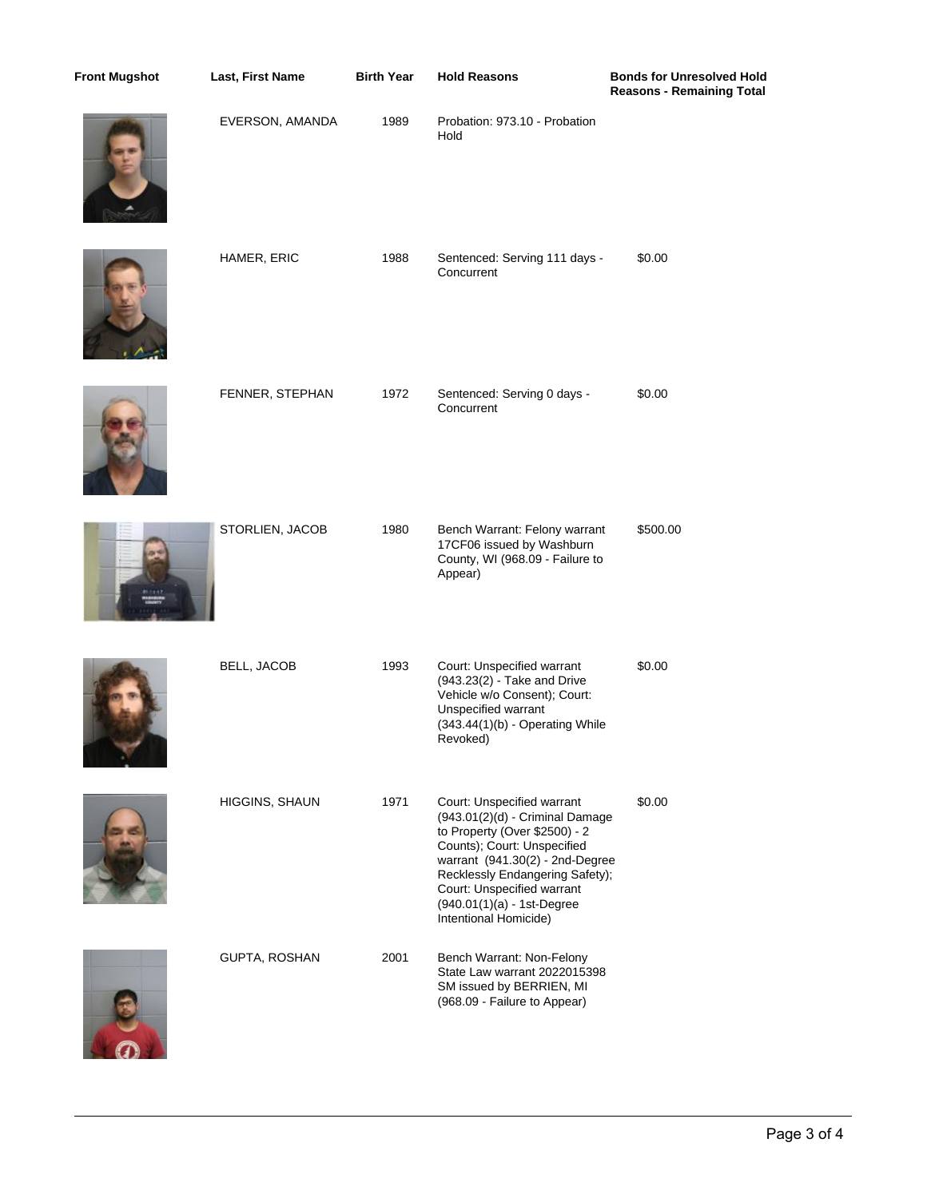| Front Mugshot | Last, First Name | Birth Year | Hold Reasons | Bonds for Unresolved Hold Reasons - Remaining Total |
|---|---|---|---|---|
| | EVERSON, AMANDA | 1989 | Probation: 973.10 - Probation Hold | |
| | HAMER, ERIC | 1988 | Sentenced: Serving 111 days - Concurrent | $0.00 |
| | FENNER, STEPHAN | 1972 | Sentenced: Serving 0 days - Concurrent | $0.00 |
| | STORLIEN, JACOB | 1980 | Bench Warrant: Felony warrant 17CF06 issued by Washburn County, WI (968.09 - Failure to Appear) | $500.00 |
| | BELL, JACOB | 1993 | Court: Unspecified warrant (943.23(2) - Take and Drive Vehicle w/o Consent); Court: Unspecified warrant (343.44(1)(b) - Operating While Revoked) | $0.00 |
| | HIGGINS, SHAUN | 1971 | Court: Unspecified warrant (943.01(2)(d) - Criminal Damage to Property (Over $2500) - 2 Counts); Court: Unspecified warrant (941.30(2) - 2nd-Degree Recklessly Endangering Safety); Court: Unspecified warrant (940.01(1)(a) - 1st-Degree Intentional Homicide) | $0.00 |
| | GUPTA, ROSHAN | 2001 | Bench Warrant: Non-Felony State Law warrant 2022015398 SM issued by BERRIEN, MI (968.09 - Failure to Appear) | |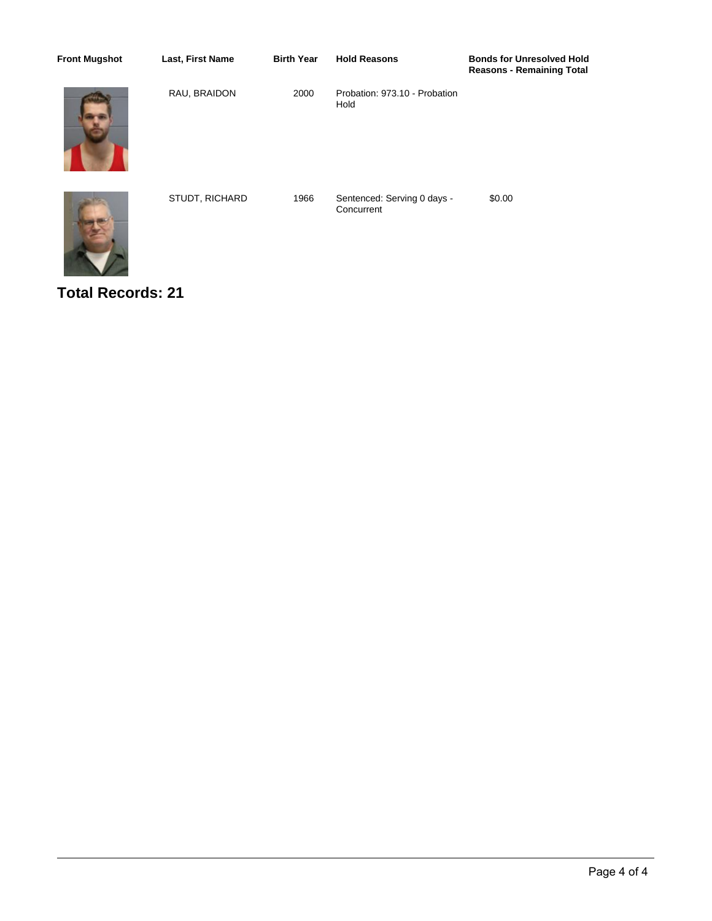| Front Mugshot | Last, First Name | Birth Year | Hold Reasons | Bonds for Unresolved Hold Reasons - Remaining Total |
|---|---|---|---|---|
| | RAU, BRAIDON | 2000 | Probation: 973.10 - Probation Hold | |
| | STUDT, RICHARD | 1966 | Sentenced: Serving 0 days - Concurrent | $0.00 |

## Total Records: 21